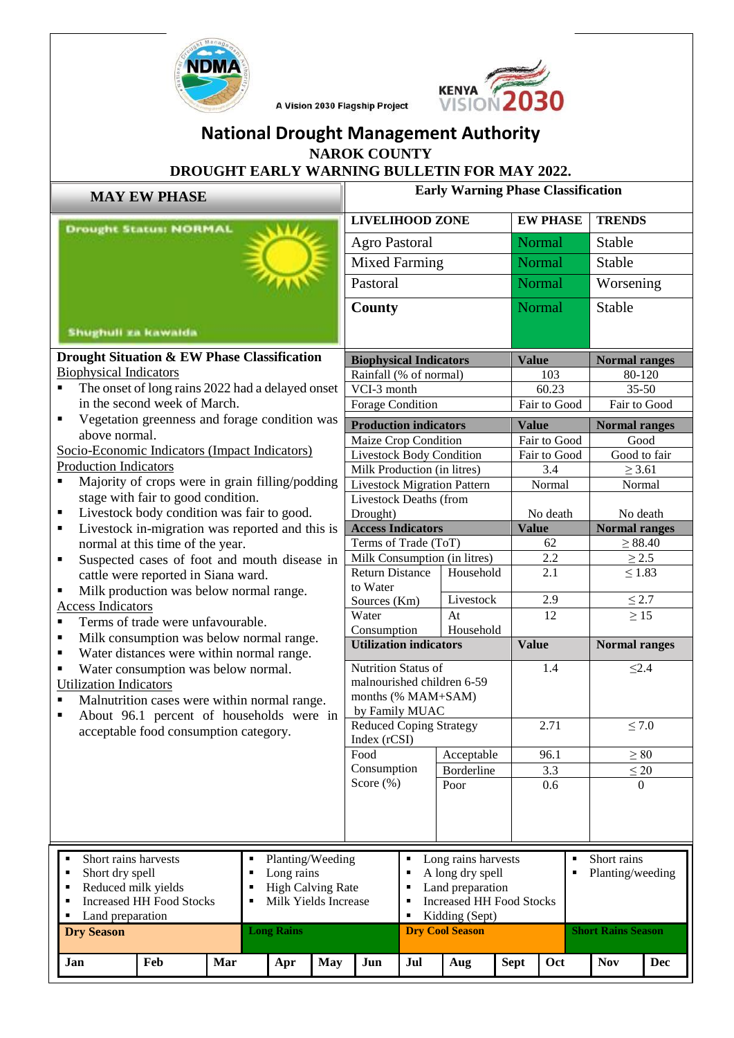A Vision 2030 Flagship Project

# National Drought Management Authority

## NAROK COUNTY

## DROUGHT EARLY WARNING BULLETIN FOR MAY 2022.

### MAY EW PHASE

Drought Status: NORMAL

Shughuli za kawaida

### Early Warning Phase Classification

| LIVELIHOOD ZONE | EW PHASE | TRENDS |
|---|---|---|
| Agro Pastoral | Normal | Stable |
| Mixed Farming | Normal | Stable |
| Pastoral | Normal | Worsening |
| **County** | Normal | Stable |

### Drought Situation & EW Phase Classification

Biophysical Indicators

- The onset of long rains 2022 had a delayed onset in the second week of March.
- Vegetation greenness and forage condition was above normal.

Socio-Economic Indicators (Impact Indicators)

Production Indicators

- Majority of crops were in grain filling/podding stage with fair to good condition.
- Livestock body condition was fair to good.
- Livestock in-migration was reported and this is normal at this time of the year.
- Suspected cases of foot and mouth disease in cattle were reported in Siana ward.
- Milk production was below normal range.

Access Indicators

- Terms of trade were unfavourable.
- Milk consumption was below normal range.
- Water distances were within normal range.
- Water consumption was below normal.

Utilization Indicators

- Malnutrition cases were within normal range.
- About 96.1 percent of households were in acceptable food consumption category.

| Biophysical Indicators | | Value | Normal ranges |
|---|---|---|---|
| Rainfall (% of normal) | | 103 | 80-120 |
| VCI-3 month | | 60.23 | 35-50 |
| Forage Condition | | Fair to Good | Fair to Good |
| **Production indicators** | | **Value** | **Normal ranges** |
| Maize Crop Condition | | Fair to Good | Good |
| Livestock Body Condition | | Fair to Good | Good to fair |
| Milk Production (in litres) | | 3.4 | ≥ 3.61 |
| Livestock Migration Pattern | | Normal | Normal |
| Livestock Deaths (from Drought) | | No death | No death |
| **Access Indicators** | | **Value** | **Normal ranges** |
| Terms of Trade (ToT) | | 62 | ≥ 88.40 |
| Milk Consumption (in litres) | | 2.2 | ≥ 2.5 |
| Return Distance to Water Sources (Km) | Household | 2.1 | ≤ 1.83 |
| | Livestock | 2.9 | ≤ 2.7 |
| Water Consumption | At Household | 12 | ≥ 15 |
| **Utilization indicators** | | **Value** | **Normal ranges** |
| Nutrition Status of malnourished children 6-59 months (% MAM+SAM) by Family MUAC | | 1.4 | ≤2.4 |
| Reduced Coping Strategy Index (rCSI) | | 2.71 | ≤ 7.0 |
| Food Consumption Score (%) | Acceptable | 96.1 | ≥ 80 |
| | Borderline | 3.3 | ≤ 20 |
| | Poor | 0.6 | 0 |

### Seasonal Calendar

| Dry Season (Jan–Mar) | Long Rains (Mar–Jun) | Dry Cool Season (Jul–Oct) | Short Rains Season (Oct–Dec) |
|---|---|---|---|
| Short rains harvests; Short dry spell; Reduced milk yields; Increased HH Food Stocks; Land preparation | Planting/Weeding; Long rains; High Calving Rate; Milk Yields Increase | Long rains harvests; A long dry spell; Land preparation; Increased HH Food Stocks; Kidding (Sept) | Short rains; Planting/weeding |

| Jan | Feb | Mar | Apr | May | Jun | Jul | Aug | Sept | Oct | Nov | Dec |
|---|---|---|---|---|---|---|---|---|---|---|---|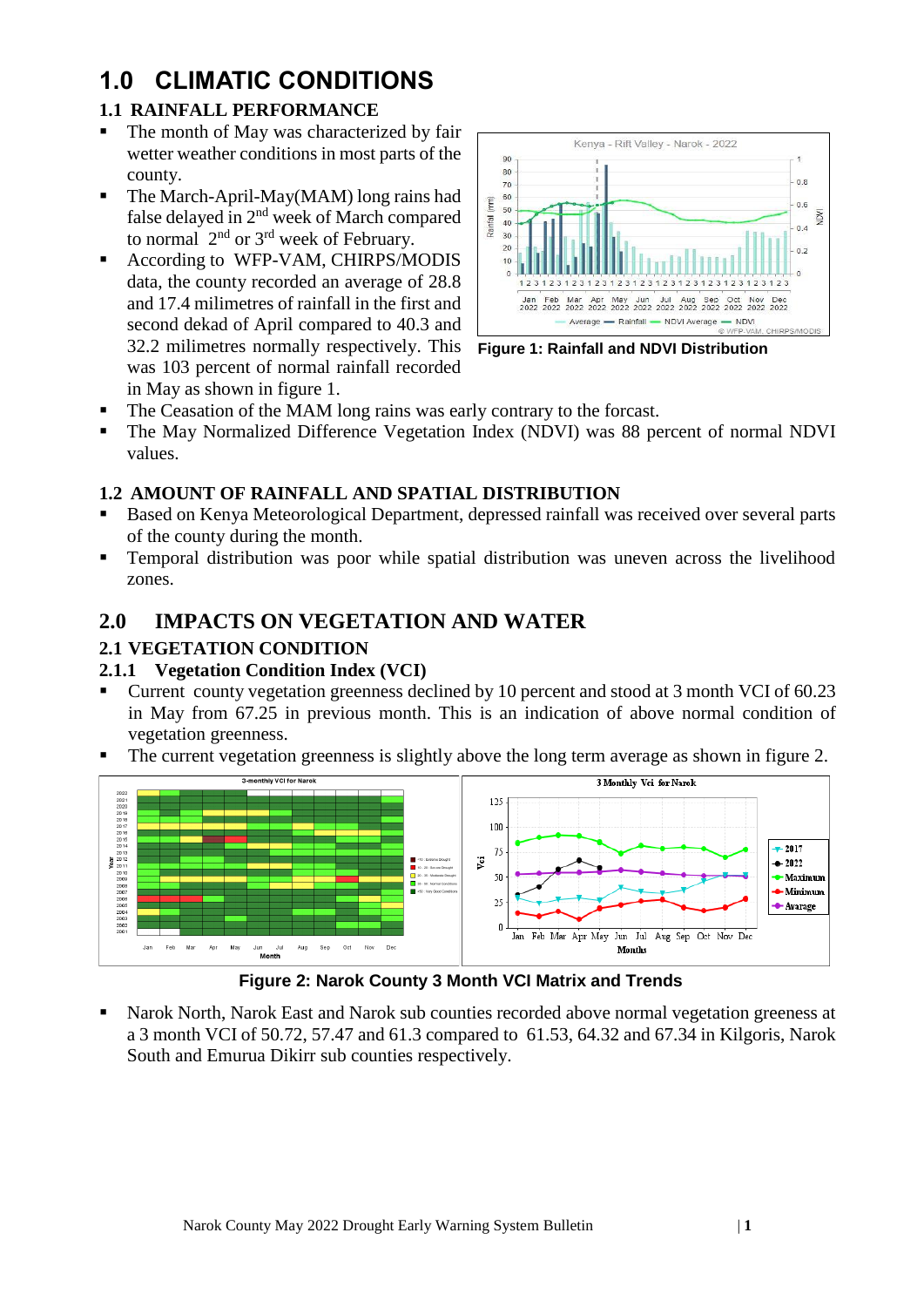# 1.0 CLIMATIC CONDITIONS

## 1.1 RAINFALL PERFORMANCE

- The month of May was characterized by fair wetter weather conditions in most parts of the county.
- The March-April-May(MAM) long rains had false delayed in 2nd week of March compared to normal 2nd or 3rd week of February.
- According to WFP-VAM, CHIRPS/MODIS data, the county recorded an average of 28.8 and 17.4 milimetres of rainfall in the first and second dekad of April compared to 40.3 and 32.2 milimetres normally respectively. This was 103 percent of normal rainfall recorded in May as shown in figure 1.

**Figure 1: Rainfall and NDVI Distribution**

- The Ceasation of the MAM long rains was early contrary to the forcast.
- The May Normalized Difference Vegetation Index (NDVI) was 88 percent of normal NDVI values.

## 1.2 AMOUNT OF RAINFALL AND SPATIAL DISTRIBUTION

- Based on Kenya Meteorological Department, depressed rainfall was received over several parts of the county during the month.
- Temporal distribution was poor while spatial distribution was uneven across the livelihood zones.

# 2.0 IMPACTS ON VEGETATION AND WATER

## 2.1 VEGETATION CONDITION

### 2.1.1 Vegetation Condition Index (VCI)

- Current county vegetation greenness declined by 10 percent and stood at 3 month VCI of 60.23 in May from 67.25 in previous month. This is an indication of above normal condition of vegetation greenness.
- The current vegetation greenness is slightly above the long term average as shown in figure 2.

**Figure 2: Narok County 3 Month VCI Matrix and Trends**

- Narok North, Narok East and Narok sub counties recorded above normal vegetation greeness at a 3 month VCI of 50.72, 57.47 and 61.3 compared to 61.53, 64.32 and 67.34 in Kilgoris, Narok South and Emurua Dikirr sub counties respectively.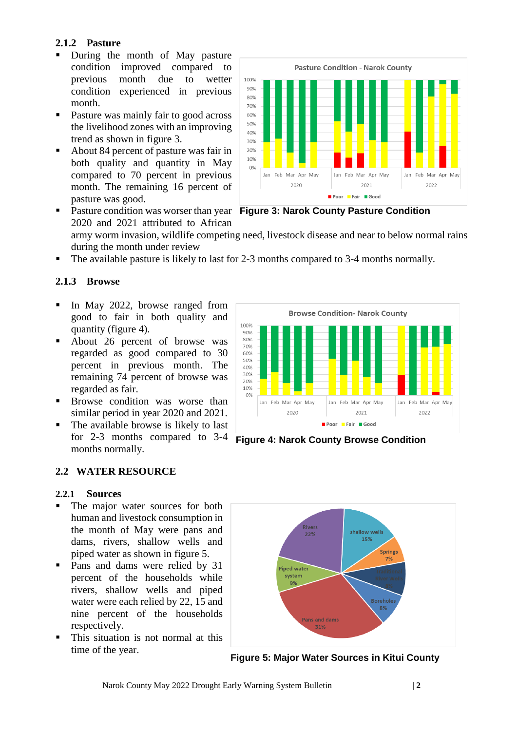### 2.1.2 Pasture

- During the month of May pasture condition improved compared to previous month due to wetter condition experienced in previous month.
- Pasture was mainly fair to good across the livelihood zones with an improving trend as shown in figure 3.
- About 84 percent of pasture was fair in both quality and quantity in May compared to 70 percent in previous month. The remaining 16 percent of pasture was good.
- Pasture condition was worser than year 2020 and 2021 attributed to African army worm invasion, wildlife competing need, livestock disease and near to below normal rains during the month under review
- The available pasture is likely to last for 2-3 months compared to 3-4 months normally.

**Figure 3: Narok County Pasture Condition**

### 2.1.3 Browse

- In May 2022, browse ranged from good to fair in both quality and quantity (figure 4).
- About 26 percent of browse was regarded as good compared to 30 percent in previous month. The remaining 74 percent of browse was regarded as fair.
- Browse condition was worse than similar period in year 2020 and 2021.
- The available browse is likely to last for 2-3 months compared to 3-4 months normally.

**Figure 4: Narok County Browse Condition**

## 2.2 WATER RESOURCE

### 2.2.1 Sources

- The major water sources for both human and livestock consumption in the month of May were pans and dams, rivers, shallow wells and piped water as shown in figure 5.
- Pans and Dams were relied by 31 percent of the households while rivers, shallow wells and piped water were each relied by 22, 15 and nine percent of the households respectively.
- This situation is not normal at this time of the year.

**Figure 5: Major Water Sources in Kitui County**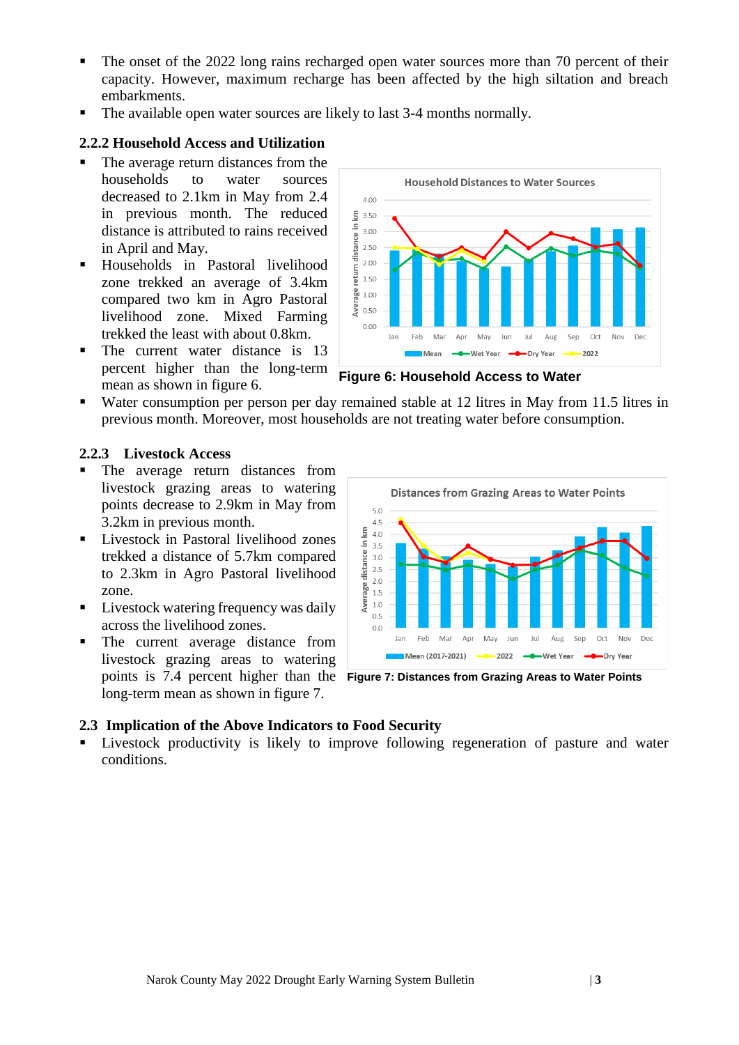- The onset of the 2022 long rains recharged open water sources more than 70 percent of their capacity. However, maximum recharge has been affected by the high siltation and breach embarkments.
- The available open water sources are likely to last 3-4 months normally.

### 2.2.2 Household Access and Utilization

- The average return distances from the households to water sources decreased to 2.1km in May from 2.4 in previous month. The reduced distance is attributed to rains received in April and May.
- Households in Pastoral livelihood zone trekked an average of 3.4km compared two km in Agro Pastoral livelihood zone. Mixed Farming trekked the least with about 0.8km.
- The current water distance is 13 percent higher than the long-term mean as shown in figure 6.

**Figure 6: Household Access to Water**

- Water consumption per person per day remained stable at 12 litres in May from 11.5 litres in previous month. Moreover, most households are not treating water before consumption.

### 2.2.3 Livestock Access

- The average return distances from livestock grazing areas to watering points decrease to 2.9km in May from 3.2km in previous month.
- Livestock in Pastoral livelihood zones trekked a distance of 5.7km compared to 2.3km in Agro Pastoral livelihood zone.
- Livestock watering frequency was daily across the livelihood zones.
- The current average distance from livestock grazing areas to watering points is 7.4 percent higher than the long-term mean as shown in figure 7.

**Figure 7: Distances from Grazing Areas to Water Points**

## 2.3 Implication of the Above Indicators to Food Security

- Livestock productivity is likely to improve following regeneration of pasture and water conditions.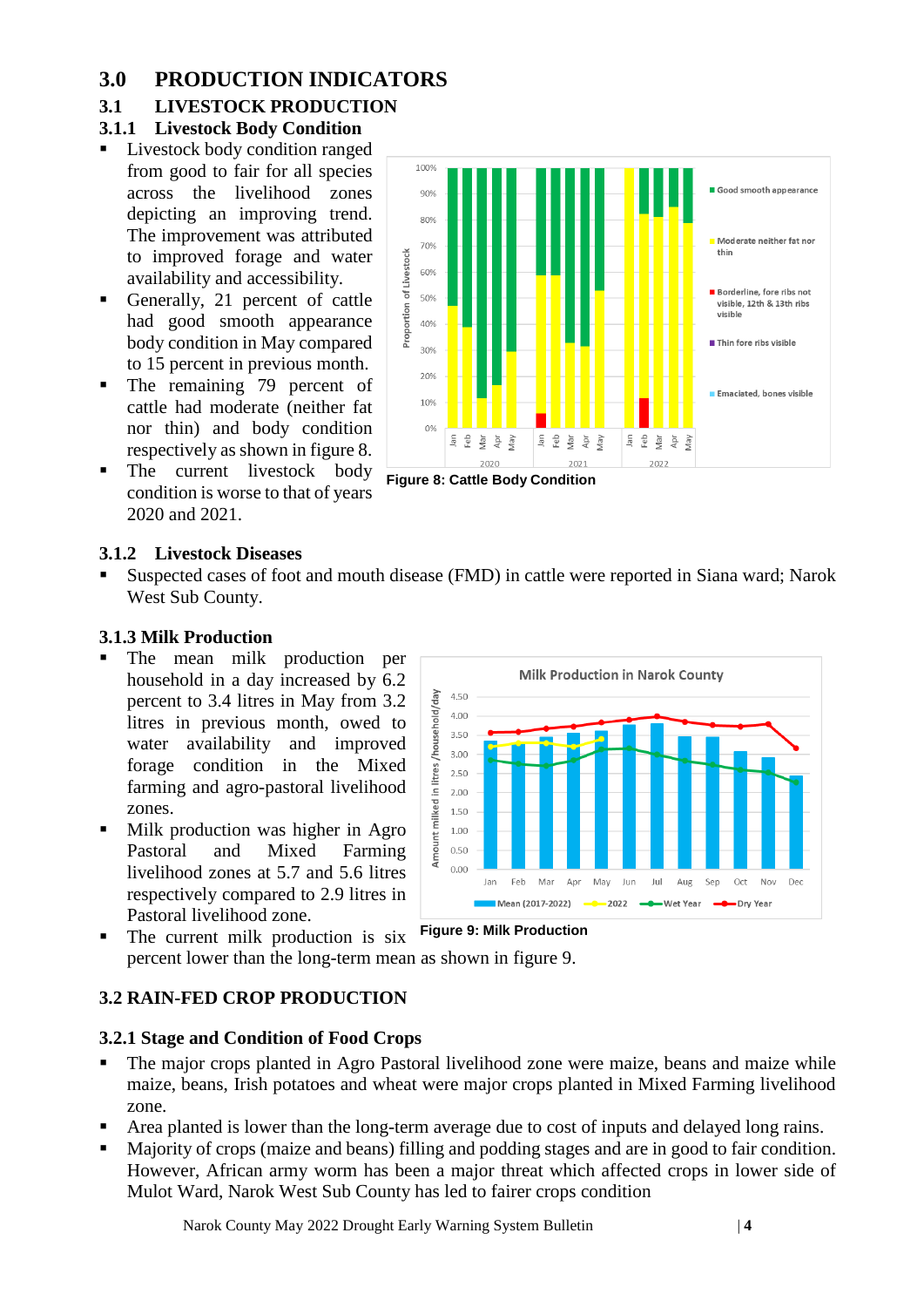# 3.0 PRODUCTION INDICATORS

## 3.1 LIVESTOCK PRODUCTION

### 3.1.1 Livestock Body Condition

- Livestock body condition ranged from good to fair for all species across the livelihood zones depicting an improving trend. The improvement was attributed to improved forage and water availability and accessibility.
- Generally, 21 percent of cattle had good smooth appearance body condition in May compared to 15 percent in previous month.
- The remaining 79 percent of cattle had moderate (neither fat nor thin) and body condition respectively as shown in figure 8.
- The current livestock body condition is worse to that of years 2020 and 2021.

**Figure 8: Cattle Body Condition**

### 3.1.2 Livestock Diseases

- Suspected cases of foot and mouth disease (FMD) in cattle were reported in Siana ward; Narok West Sub County.

### 3.1.3 Milk Production

- The mean milk production per household in a day increased by 6.2 percent to 3.4 litres in May from 3.2 litres in previous month, owed to water availability and improved forage condition in the Mixed farming and agro-pastoral livelihood zones.
- Milk production was higher in Agro Pastoral and Mixed Farming livelihood zones at 5.7 and 5.6 litres respectively compared to 2.9 litres in Pastoral livelihood zone.
- The current milk production is six percent lower than the long-term mean as shown in figure 9.

**Figure 9: Milk Production**

## 3.2 RAIN-FED CROP PRODUCTION

### 3.2.1 Stage and Condition of Food Crops

- The major crops planted in Agro Pastoral livelihood zone were maize, beans and maize while maize, beans, Irish potatoes and wheat were major crops planted in Mixed Farming livelihood zone.
- Area planted is lower than the long-term average due to cost of inputs and delayed long rains.
- Majority of crops (maize and beans) filling and podding stages and are in good to fair condition. However, African army worm has been a major threat which affected crops in lower side of Mulot Ward, Narok West Sub County has led to fairer crops condition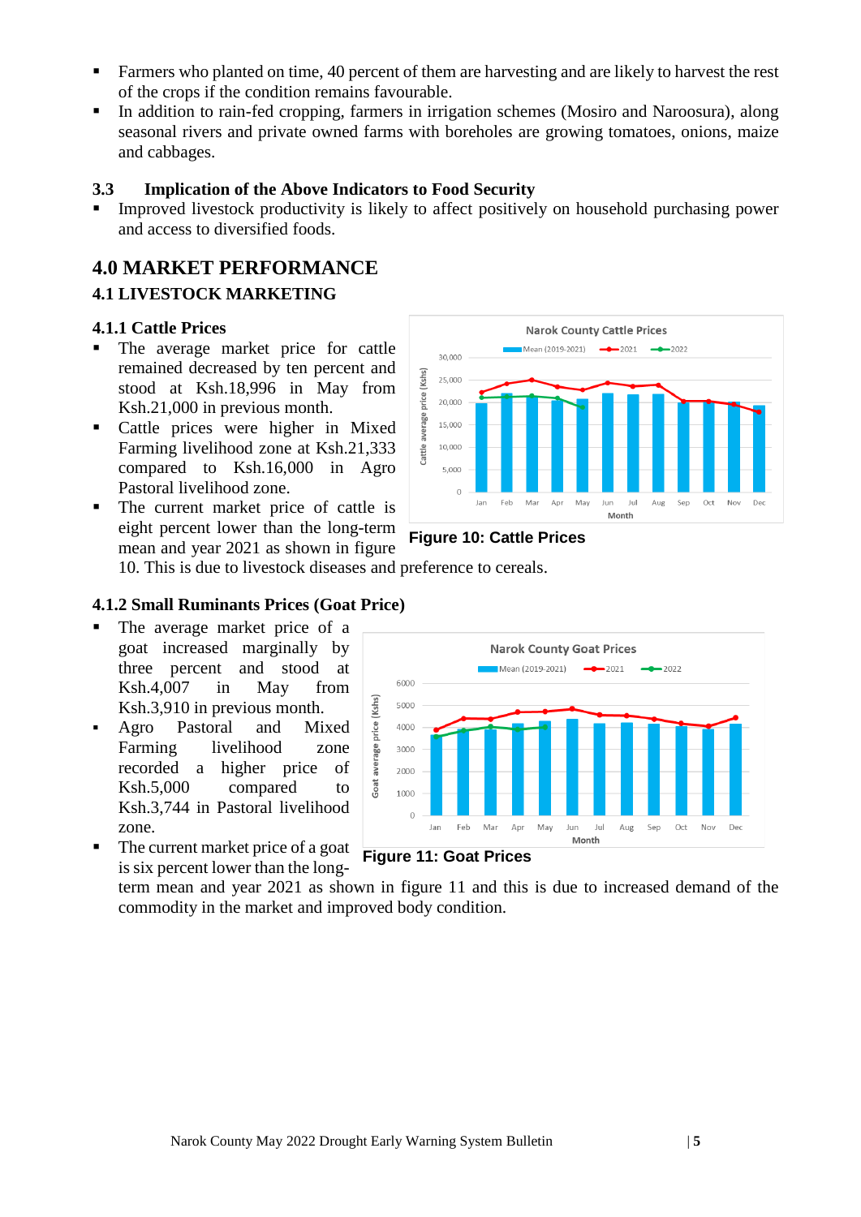- Farmers who planted on time, 40 percent of them are harvesting and are likely to harvest the rest of the crops if the condition remains favourable.
- In addition to rain-fed cropping, farmers in irrigation schemes (Mosiro and Naroosura), along seasonal rivers and private owned farms with boreholes are growing tomatoes, onions, maize and cabbages.

### 3.3 Implication of the Above Indicators to Food Security

- Improved livestock productivity is likely to affect positively on household purchasing power and access to diversified foods.

## 4.0 MARKET PERFORMANCE

### 4.1 LIVESTOCK MARKETING

#### 4.1.1 Cattle Prices

- The average market price for cattle remained decreased by ten percent and stood at Ksh.18,996 in May from Ksh.21,000 in previous month.
- Cattle prices were higher in Mixed Farming livelihood zone at Ksh.21,333 compared to Ksh.16,000 in Agro Pastoral livelihood zone.
- The current market price of cattle is eight percent lower than the long-term mean and year 2021 as shown in figure 10. This is due to livestock diseases and preference to cereals.

Figure 10: Cattle Prices

#### 4.1.2 Small Ruminants Prices (Goat Price)

- The average market price of a goat increased marginally by three percent and stood at Ksh.4,007 in May from Ksh.3,910 in previous month.
- Agro Pastoral and Mixed Farming livelihood zone recorded a higher price of Ksh.5,000 compared to Ksh.3,744 in Pastoral livelihood zone.
- The current market price of a goat is six percent lower than the long-term mean and year 2021 as shown in figure 11 and this is due to increased demand of the commodity in the market and improved body condition.

Figure 11: Goat Prices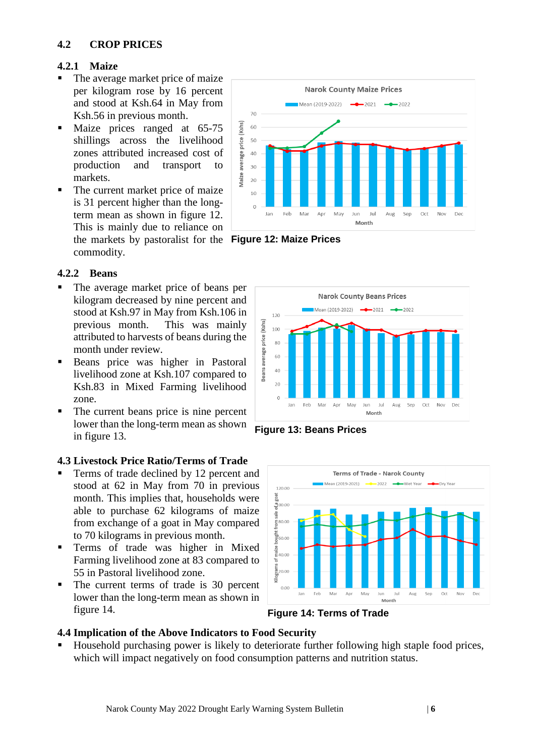## 4.2 CROP PRICES

### 4.2.1 Maize

- The average market price of maize per kilogram rose by 16 percent and stood at Ksh.64 in May from Ksh.56 in previous month.
- Maize prices ranged at 65-75 shillings across the livelihood zones attributed increased cost of production and transport to markets.
- The current market price of maize is 31 percent higher than the long-term mean as shown in figure 12. This is mainly due to reliance on the markets by pastoralist for the commodity.

**Figure 12: Maize Prices**

### 4.2.2 Beans

- The average market price of beans per kilogram decreased by nine percent and stood at Ksh.97 in May from Ksh.106 in previous month. This was mainly attributed to harvests of beans during the month under review.
- Beans price was higher in Pastoral livelihood zone at Ksh.107 compared to Ksh.83 in Mixed Farming livelihood zone.
- The current beans price is nine percent lower than the long-term mean as shown in figure 13.

**Figure 13: Beans Prices**

## 4.3 Livestock Price Ratio/Terms of Trade

- Terms of trade declined by 12 percent and stood at 62 in May from 70 in previous month. This implies that, households were able to purchase 62 kilograms of maize from exchange of a goat in May compared to 70 kilograms in previous month.
- Terms of trade was higher in Mixed Farming livelihood zone at 83 compared to 55 in Pastoral livelihood zone.
- The current terms of trade is 30 percent lower than the long-term mean as shown in figure 14.

**Figure 14: Terms of Trade**

## 4.4 Implication of the Above Indicators to Food Security

- Household purchasing power is likely to deteriorate further following high staple food prices, which will impact negatively on food consumption patterns and nutrition status.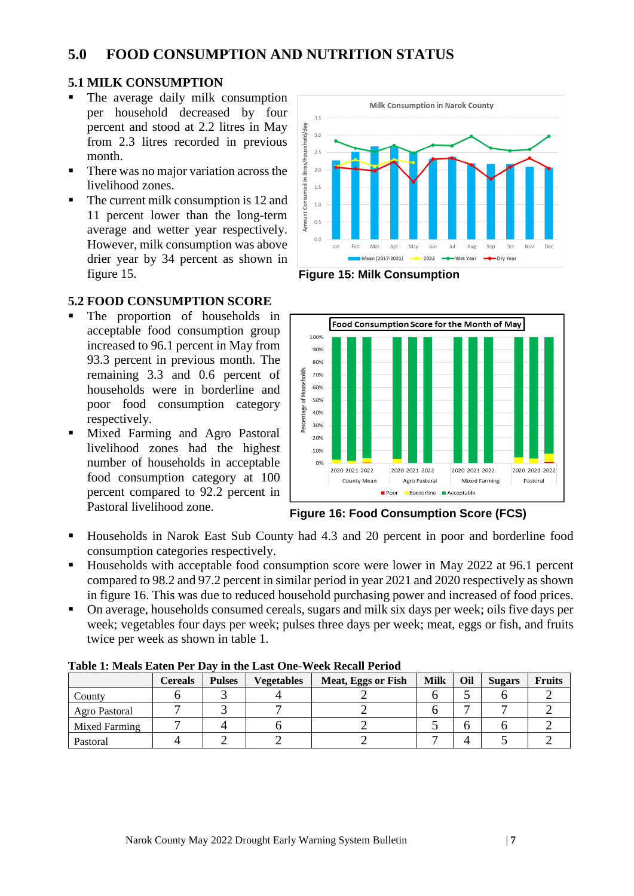# 5.0 FOOD CONSUMPTION AND NUTRITION STATUS

## 5.1 MILK CONSUMPTION

- The average daily milk consumption per household decreased by four percent and stood at 2.2 litres in May from 2.3 litres recorded in previous month.
- There was no major variation across the livelihood zones.
- The current milk consumption is 12 and 11 percent lower than the long-term average and wetter year respectively. However, milk consumption was above drier year by 34 percent as shown in figure 15.

Figure 15: Milk Consumption

## 5.2 FOOD CONSUMPTION SCORE

- The proportion of households in acceptable food consumption group increased to 96.1 percent in May from 93.3 percent in previous month. The remaining 3.3 and 0.6 percent of households were in borderline and poor food consumption category respectively.
- Mixed Farming and Agro Pastoral livelihood zones had the highest number of households in acceptable food consumption category at 100 percent compared to 92.2 percent in Pastoral livelihood zone.

Figure 16: Food Consumption Score (FCS)

- Households in Narok East Sub County had 4.3 and 20 percent in poor and borderline food consumption categories respectively.
- Households with acceptable food consumption score were lower in May 2022 at 96.1 percent compared to 98.2 and 97.2 percent in similar period in year 2021 and 2020 respectively as shown in figure 16. This was due to reduced household purchasing power and increased of food prices.
- On average, households consumed cereals, sugars and milk six days per week; oils five days per week; vegetables four days per week; pulses three days per week; meat, eggs or fish, and fruits twice per week as shown in table 1.

**Table 1: Meals Eaten Per Day in the Last One-Week Recall Period**

| | Cereals | Pulses | Vegetables | Meat, Eggs or Fish | Milk | Oil | Sugars | Fruits |
|---|---|---|---|---|---|---|---|---|
| County | 6 | 3 | 4 | 2 | 6 | 5 | 6 | 2 |
| Agro Pastoral | 7 | 3 | 7 | 2 | 6 | 7 | 7 | 2 |
| Mixed Farming | 7 | 4 | 6 | 2 | 5 | 6 | 6 | 2 |
| Pastoral | 4 | 2 | 2 | 2 | 7 | 4 | 5 | 2 |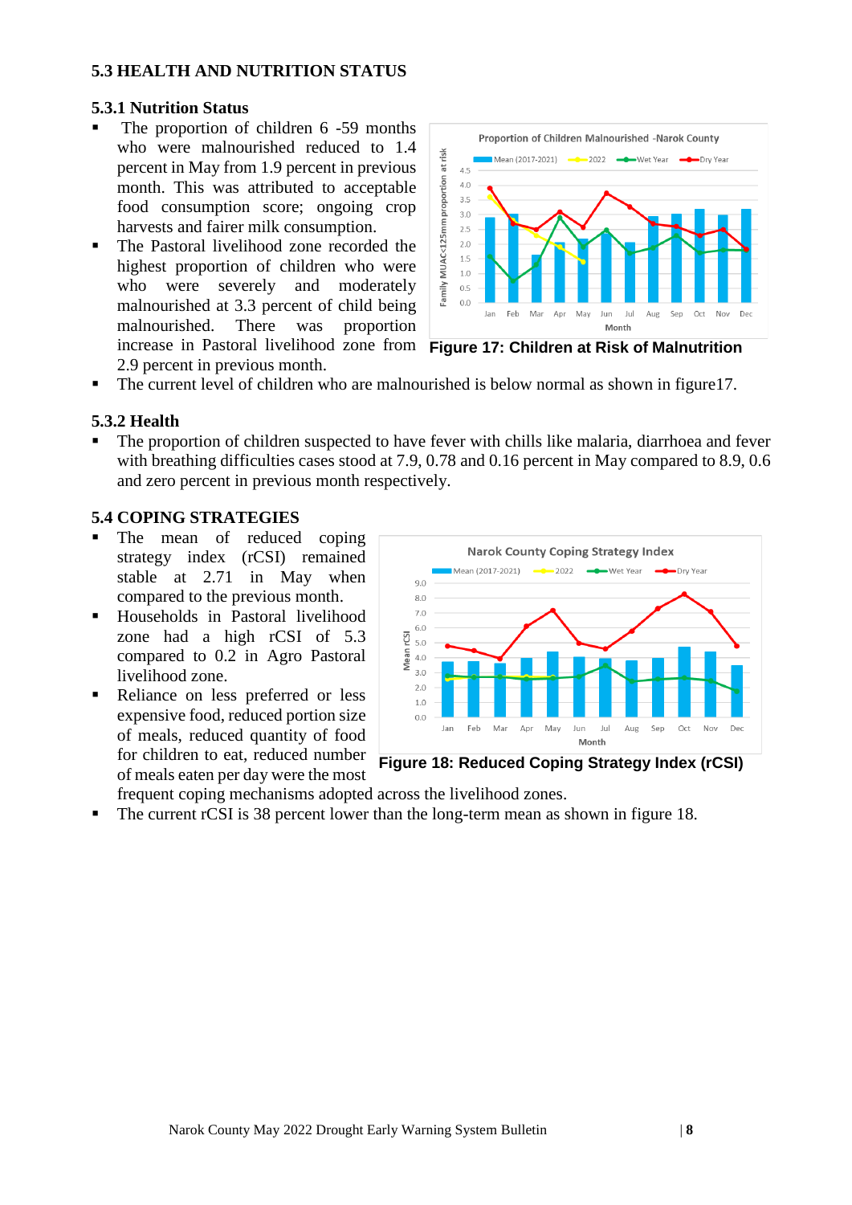## 5.3 HEALTH AND NUTRITION STATUS

### 5.3.1 Nutrition Status

- The proportion of children 6 -59 months who were malnourished reduced to 1.4 percent in May from 1.9 percent in previous month. This was attributed to acceptable food consumption score; ongoing crop harvests and fairer milk consumption.
- The Pastoral livelihood zone recorded the highest proportion of children who were who were severely and moderately malnourished at 3.3 percent of child being malnourished. There was proportion increase in Pastoral livelihood zone from 2.9 percent in previous month.
- The current level of children who are malnourished is below normal as shown in figure17.

**Figure 17: Children at Risk of Malnutrition**

### 5.3.2 Health

- The proportion of children suspected to have fever with chills like malaria, diarrhoea and fever with breathing difficulties cases stood at 7.9, 0.78 and 0.16 percent in May compared to 8.9, 0.6 and zero percent in previous month respectively.

## 5.4 COPING STRATEGIES

- The mean of reduced coping strategy index (rCSI) remained stable at 2.71 in May when compared to the previous month.
- Households in Pastoral livelihood zone had a high rCSI of 5.3 compared to 0.2 in Agro Pastoral livelihood zone.
- Reliance on less preferred or less expensive food, reduced portion size of meals, reduced quantity of food for children to eat, reduced number of meals eaten per day were the most frequent coping mechanisms adopted across the livelihood zones.
- The current rCSI is 38 percent lower than the long-term mean as shown in figure 18.

**Figure 18: Reduced Coping Strategy Index (rCSI)**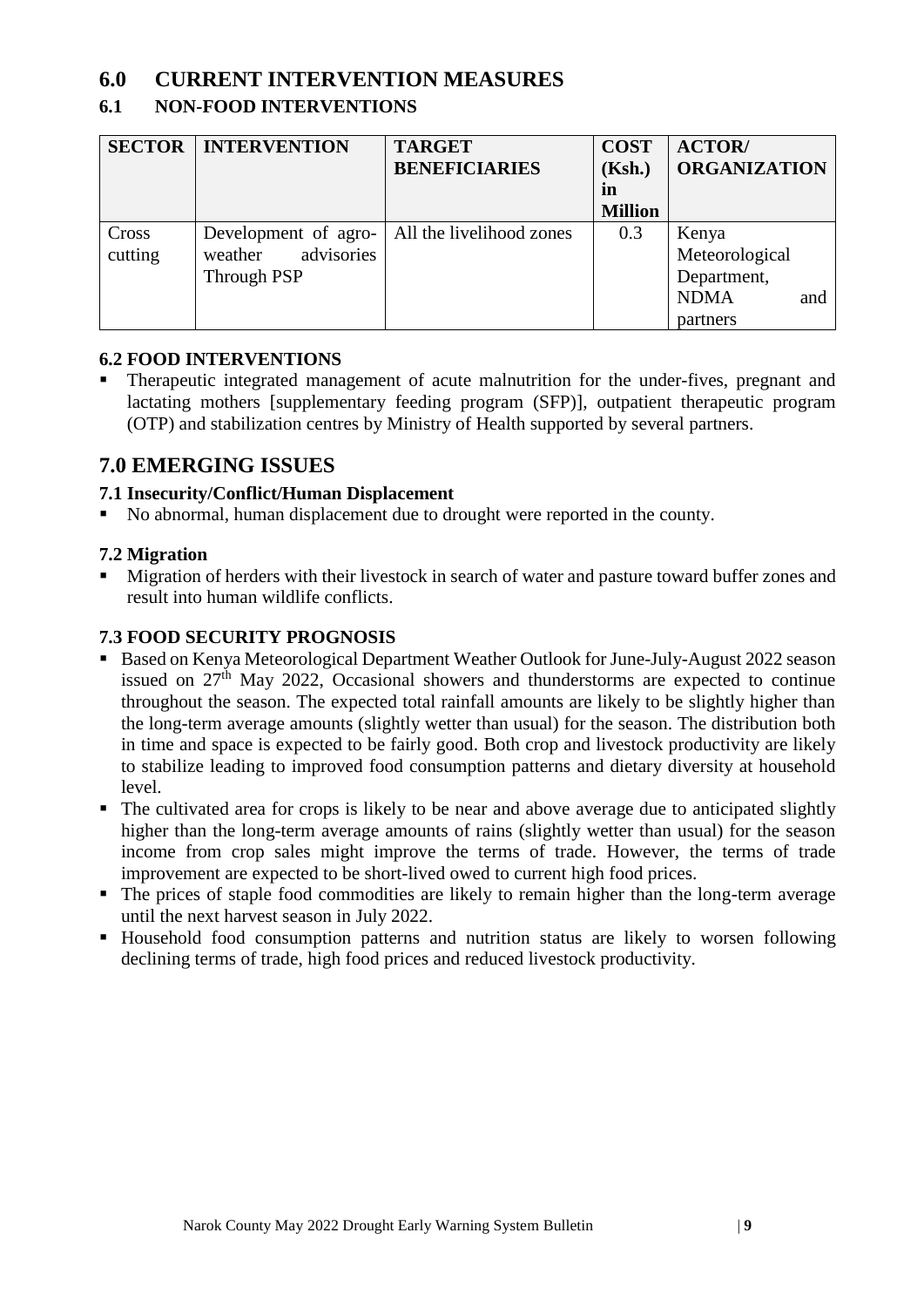# 6.0 CURRENT INTERVENTION MEASURES

## 6.1 NON-FOOD INTERVENTIONS

| SECTOR | INTERVENTION | TARGET BENEFICIARIES | COST (Ksh.) in Million | ACTOR/ ORGANIZATION |
|---|---|---|---|---|
| Cross cutting | Development of agro-weather advisories Through PSP | All the livelihood zones | 0.3 | Kenya Meteorological Department, NDMA and partners |

### 6.2 FOOD INTERVENTIONS

- Therapeutic integrated management of acute malnutrition for the under-fives, pregnant and lactating mothers [supplementary feeding program (SFP)], outpatient therapeutic program (OTP) and stabilization centres by Ministry of Health supported by several partners.

# 7.0 EMERGING ISSUES

### 7.1 Insecurity/Conflict/Human Displacement

- No abnormal, human displacement due to drought were reported in the county.

### 7.2 Migration

- Migration of herders with their livestock in search of water and pasture toward buffer zones and result into human wildlife conflicts.

### 7.3 FOOD SECURITY PROGNOSIS

- Based on Kenya Meteorological Department Weather Outlook for June-July-August 2022 season issued on 27th May 2022, Occasional showers and thunderstorms are expected to continue throughout the season. The expected total rainfall amounts are likely to be slightly higher than the long-term average amounts (slightly wetter than usual) for the season. The distribution both in time and space is expected to be fairly good. Both crop and livestock productivity are likely to stabilize leading to improved food consumption patterns and dietary diversity at household level.
- The cultivated area for crops is likely to be near and above average due to anticipated slightly higher than the long-term average amounts of rains (slightly wetter than usual) for the season income from crop sales might improve the terms of trade. However, the terms of trade improvement are expected to be short-lived owed to current high food prices.
- The prices of staple food commodities are likely to remain higher than the long-term average until the next harvest season in July 2022.
- Household food consumption patterns and nutrition status are likely to worsen following declining terms of trade, high food prices and reduced livestock productivity.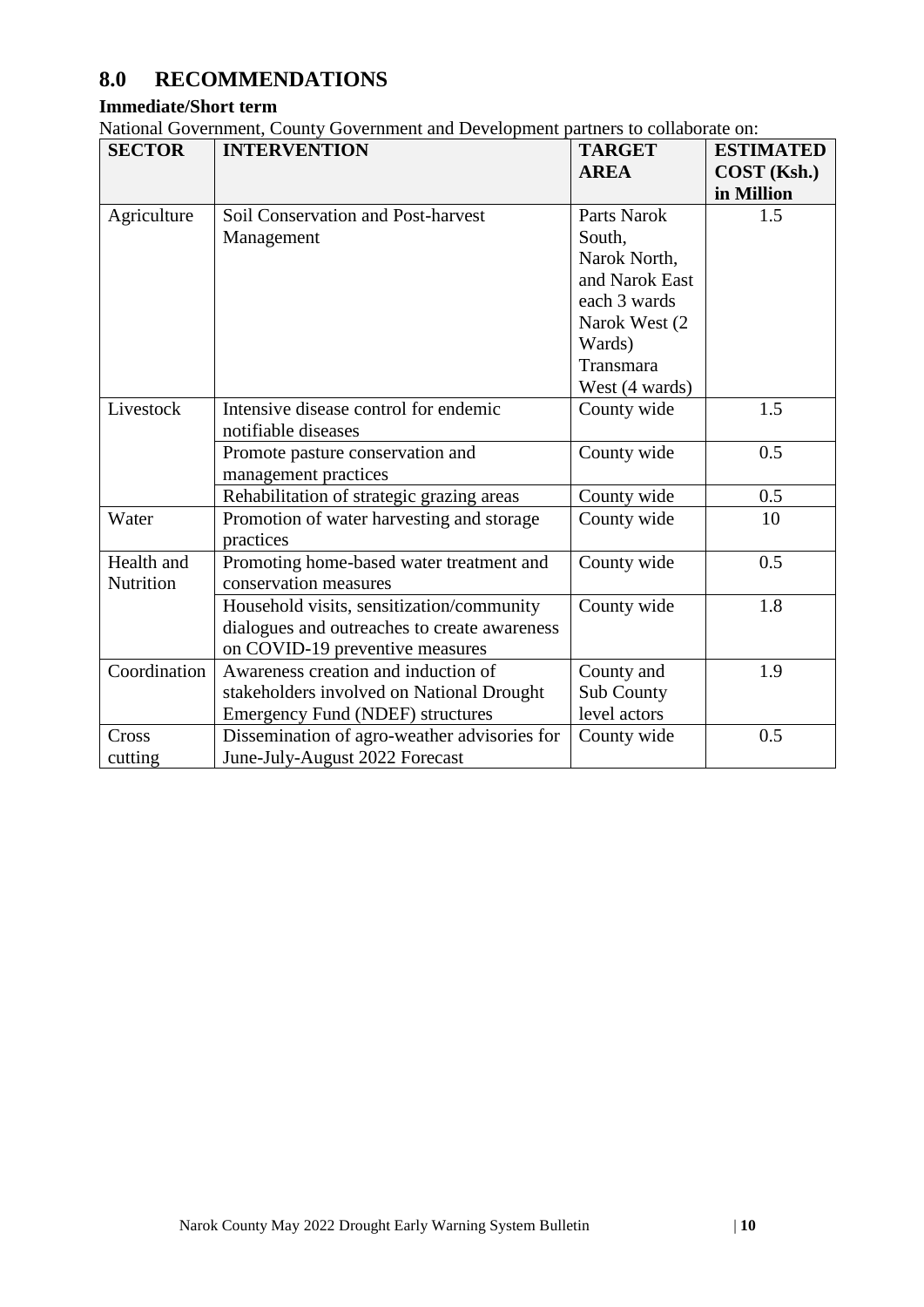## 8.0 RECOMMENDATIONS

**Immediate/Short term**

National Government, County Government and Development partners to collaborate on:

| SECTOR | INTERVENTION | TARGET AREA | ESTIMATED COST (Ksh.) in Million |
|---|---|---|---|
| Agriculture | Soil Conservation and Post-harvest Management | Parts Narok South, Narok North, and Narok East each 3 wards Narok West (2 Wards) Transmara West (4 wards) | 1.5 |
| Livestock | Intensive disease control for endemic notifiable diseases | County wide | 1.5 |
| | Promote pasture conservation and management practices | County wide | 0.5 |
| | Rehabilitation of strategic grazing areas | County wide | 0.5 |
| Water | Promotion of water harvesting and storage practices | County wide | 10 |
| Health and Nutrition | Promoting home-based water treatment and conservation measures | County wide | 0.5 |
| | Household visits, sensitization/community dialogues and outreaches to create awareness on COVID-19 preventive measures | County wide | 1.8 |
| Coordination | Awareness creation and induction of stakeholders involved on National Drought Emergency Fund (NDEF) structures | County and Sub County level actors | 1.9 |
| Cross cutting | Dissemination of agro-weather advisories for June-July-August 2022 Forecast | County wide | 0.5 |